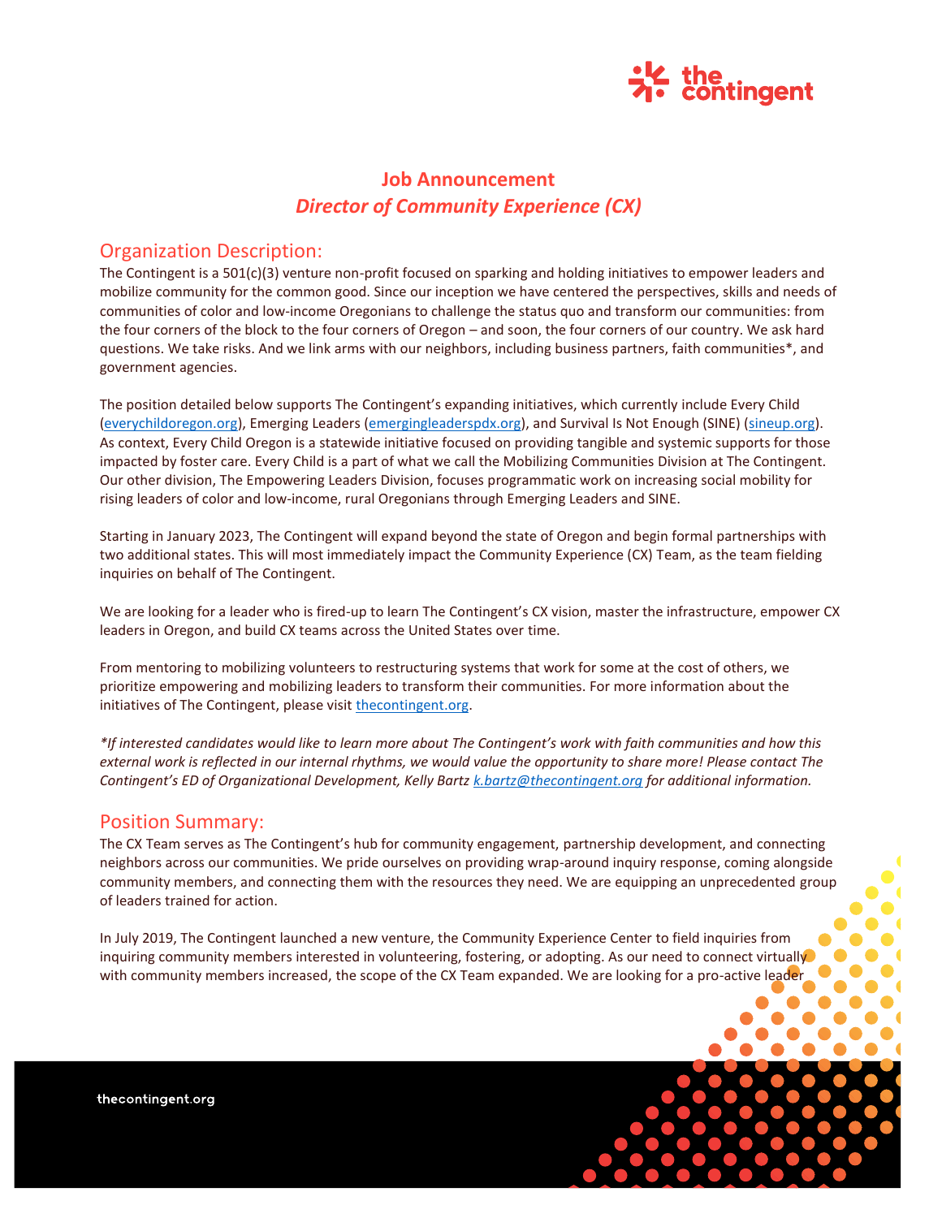# Job Announcement

## *Director of Community Experience (CX)*

## Organization Description:

The Contingent is a 501(c)(3) venture non-profit focused on sparking and holding initiatives to empower leaders and mobilize community for the common good. Since our inception we have centered the perspectives, skills and needs of communities of color and low-income Oregonians to challenge the status quo and transform our communities: from the four corners of the block to the four corners of Oregon – and soon, the four corners of our country. We ask hard questions. We take risks. And we link arms with our neighbors, including business partners, faith communities*, and government agencies.

The position detailed below supports The Contingent's expanding initiatives, which currently include Every Child (everychildoregon.org), Emerging Leaders (emergingleaderspdx.org), and Survival Is Not Enough (SINE) (sineup.org). As context, Every Child Oregon is a statewide initiative focused on providing tangible and systemic supports for those impacted by foster care. Every Child is a part of what we call the Mobilizing Communities Division at The Contingent. Our other division, The Empowering Leaders Division, focuses programmatic work on increasing social mobility for rising leaders of color and low-income, rural Oregonians through Emerging Leaders and SINE.

Starting in January 2023, The Contingent will expand beyond the state of Oregon and begin formal partnerships with two additional states. This will most immediately impact the Community Experience (CX) Team, as the team fielding inquiries on behalf of The Contingent.

We are looking for a leader who is fired-up to learn The Contingent's CX vision, master the infrastructure, empower CX leaders in Oregon, and build CX teams across the United States over time.

From mentoring to mobilizing volunteers to restructuring systems that work for some at the cost of others, we prioritize empowering and mobilizing leaders to transform their communities. For more information about the initiatives of The Contingent, please visit thecontingent.org.

*\*If interested candidates would like to learn more about The Contingent's work with faith communities and how this external work is reflected in our internal rhythms, we would value the opportunity to share more! Please contact The Contingent's ED of Organizational Development, Kelly Bartz k.bartz@thecontingent.org for additional information.*

## Position Summary:

The CX Team serves as The Contingent's hub for community engagement, partnership development, and connecting neighbors across our communities. We pride ourselves on providing wrap-around inquiry response, coming alongside community members, and connecting them with the resources they need. We are equipping an unprecedented group of leaders trained for action.

In July 2019, The Contingent launched a new venture, the Community Experience Center to field inquiries from inquiring community members interested in volunteering, fostering, or adopting. As our need to connect virtually with community members increased, the scope of the CX Team expanded. We are looking for a pro-active leader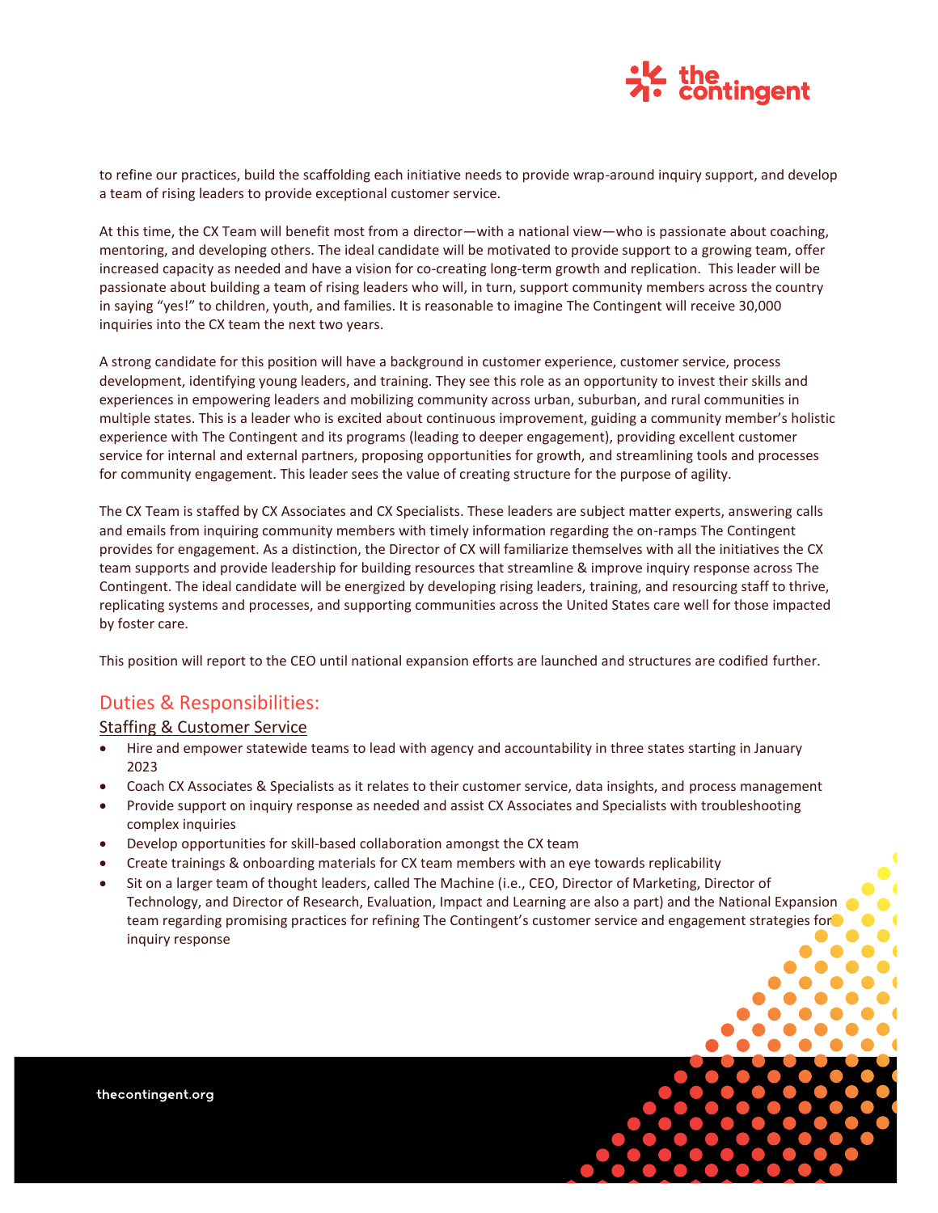to refine our practices, build the scaffolding each initiative needs to provide wrap-around inquiry support, and develop a team of rising leaders to provide exceptional customer service.

At this time, the CX Team will benefit most from a director—with a national view—who is passionate about coaching, mentoring, and developing others. The ideal candidate will be motivated to provide support to a growing team, offer increased capacity as needed and have a vision for co-creating long-term growth and replication.  This leader will be passionate about building a team of rising leaders who will, in turn, support community members across the country in saying "yes!" to children, youth, and families. It is reasonable to imagine The Contingent will receive 30,000 inquiries into the CX team the next two years.

A strong candidate for this position will have a background in customer experience, customer service, process development, identifying young leaders, and training. They see this role as an opportunity to invest their skills and experiences in empowering leaders and mobilizing community across urban, suburban, and rural communities in multiple states. This is a leader who is excited about continuous improvement, guiding a community member's holistic experience with The Contingent and its programs (leading to deeper engagement), providing excellent customer service for internal and external partners, proposing opportunities for growth, and streamlining tools and processes for community engagement. This leader sees the value of creating structure for the purpose of agility.

The CX Team is staffed by CX Associates and CX Specialists. These leaders are subject matter experts, answering calls and emails from inquiring community members with timely information regarding the on-ramps The Contingent provides for engagement. As a distinction, the Director of CX will familiarize themselves with all the initiatives the CX team supports and provide leadership for building resources that streamline & improve inquiry response across The Contingent. The ideal candidate will be energized by developing rising leaders, training, and resourcing staff to thrive, replicating systems and processes, and supporting communities across the United States care well for those impacted by foster care.

This position will report to the CEO until national expansion efforts are launched and structures are codified further.

## Duties & Responsibilities:

### Staffing & Customer Service

- Hire and empower statewide teams to lead with agency and accountability in three states starting in January 2023
- Coach CX Associates & Specialists as it relates to their customer service, data insights, and process management
- Provide support on inquiry response as needed and assist CX Associates and Specialists with troubleshooting complex inquiries
- Develop opportunities for skill-based collaboration amongst the CX team
- Create trainings & onboarding materials for CX team members with an eye towards replicability
- Sit on a larger team of thought leaders, called The Machine (i.e., CEO, Director of Marketing, Director of Technology, and Director of Research, Evaluation, Impact and Learning are also a part) and the National Expansion team regarding promising practices for refining The Contingent's customer service and engagement strategies for inquiry response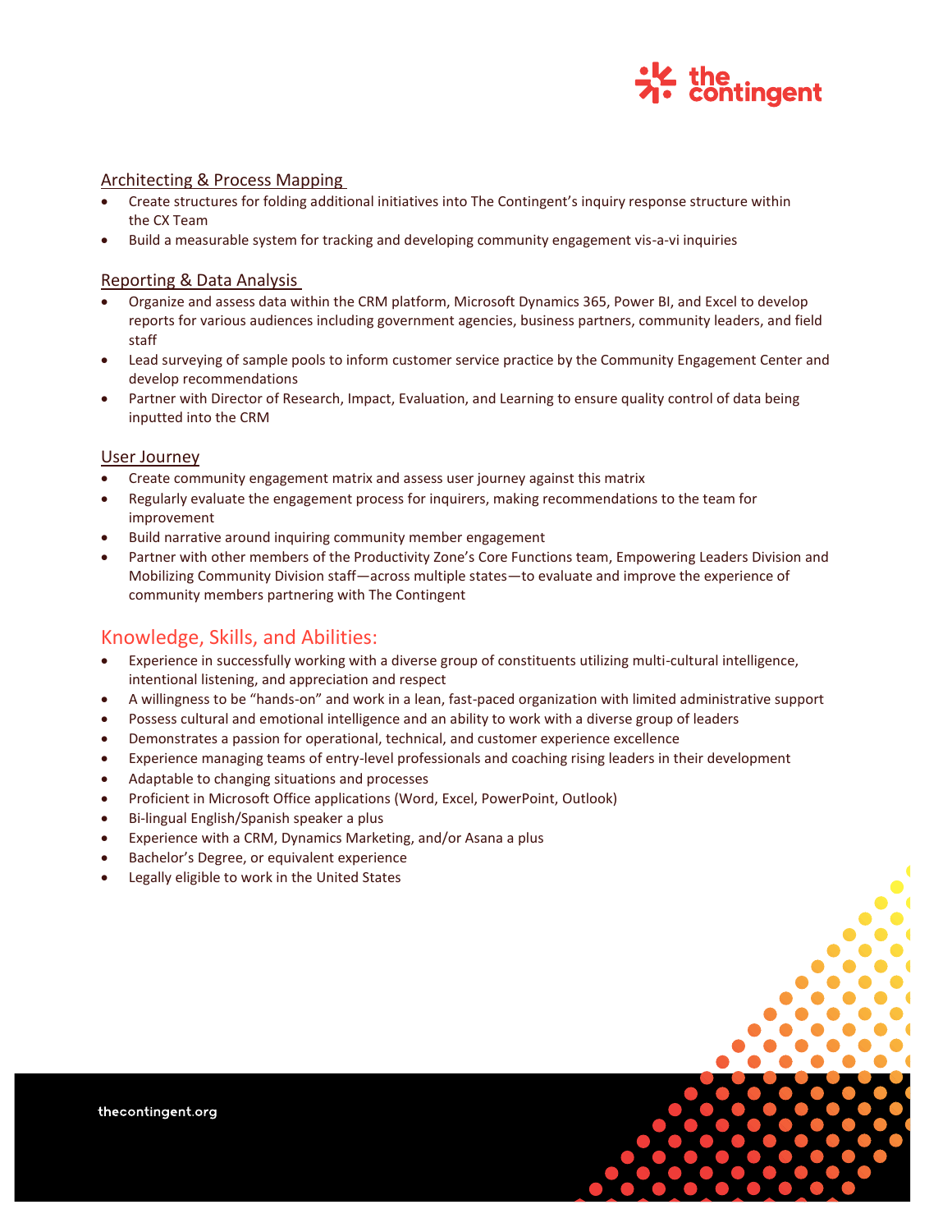### Architecting & Process Mapping

- Create structures for folding additional initiatives into The Contingent's inquiry response structure within the CX Team
- Build a measurable system for tracking and developing community engagement vis-a-vi inquiries

### Reporting & Data Analysis

- Organize and assess data within the CRM platform, Microsoft Dynamics 365, Power BI, and Excel to develop reports for various audiences including government agencies, business partners, community leaders, and field staff
- Lead surveying of sample pools to inform customer service practice by the Community Engagement Center and develop recommendations
- Partner with Director of Research, Impact, Evaluation, and Learning to ensure quality control of data being inputted into the CRM

### User Journey

- Create community engagement matrix and assess user journey against this matrix
- Regularly evaluate the engagement process for inquirers, making recommendations to the team for improvement
- Build narrative around inquiring community member engagement
- Partner with other members of the Productivity Zone's Core Functions team, Empowering Leaders Division and Mobilizing Community Division staff—across multiple states—to evaluate and improve the experience of community members partnering with The Contingent

## Knowledge, Skills, and Abilities:

- Experience in successfully working with a diverse group of constituents utilizing multi-cultural intelligence, intentional listening, and appreciation and respect
- A willingness to be "hands-on" and work in a lean, fast-paced organization with limited administrative support
- Possess cultural and emotional intelligence and an ability to work with a diverse group of leaders
- Demonstrates a passion for operational, technical, and customer experience excellence
- Experience managing teams of entry-level professionals and coaching rising leaders in their development
- Adaptable to changing situations and processes
- Proficient in Microsoft Office applications (Word, Excel, PowerPoint, Outlook)
- Bi-lingual English/Spanish speaker a plus
- Experience with a CRM, Dynamics Marketing, and/or Asana a plus
- Bachelor's Degree, or equivalent experience
- Legally eligible to work in the United States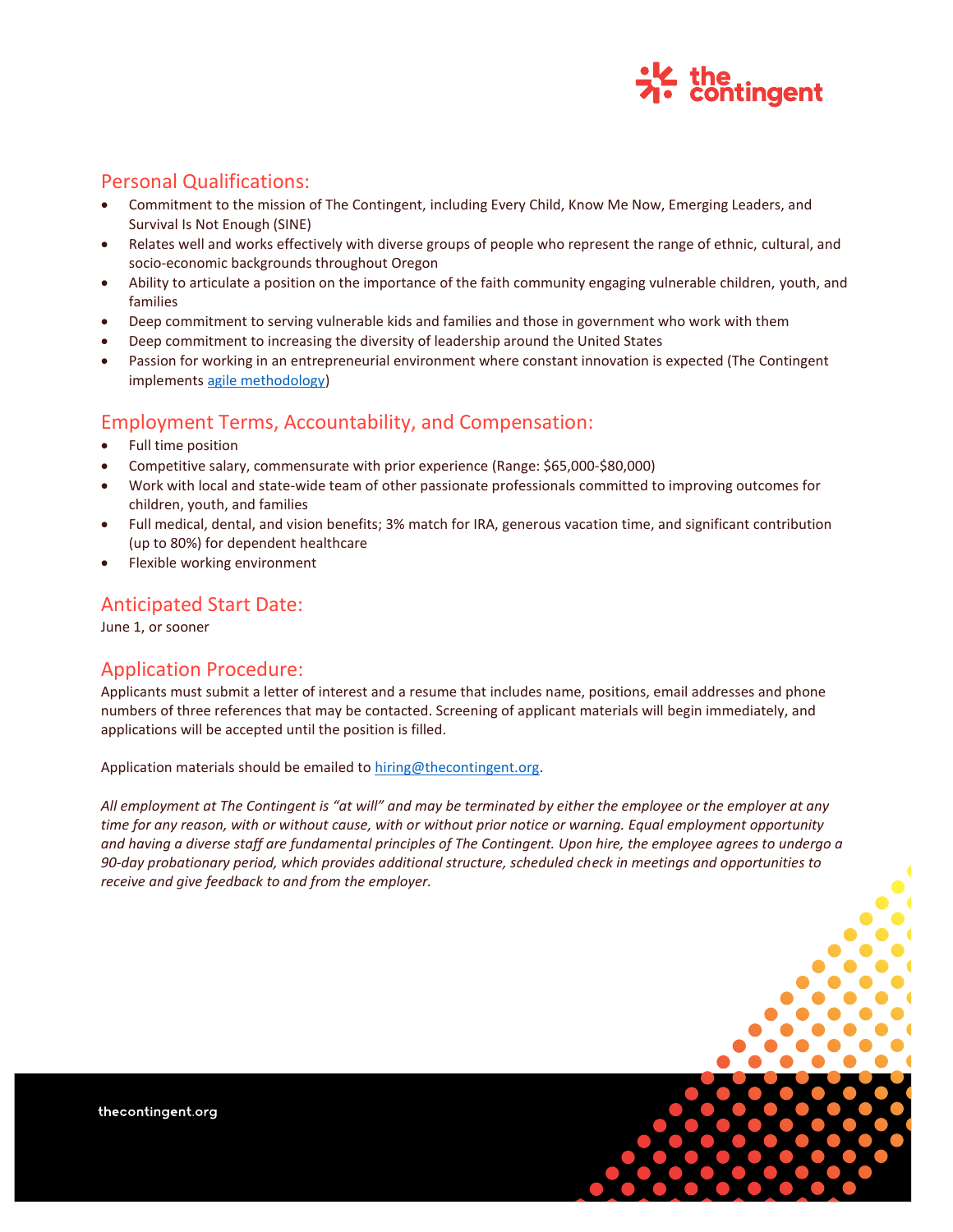## Personal Qualifications:

- Commitment to the mission of The Contingent, including Every Child, Know Me Now, Emerging Leaders, and Survival Is Not Enough (SINE)
- Relates well and works effectively with diverse groups of people who represent the range of ethnic, cultural, and socio-economic backgrounds throughout Oregon
- Ability to articulate a position on the importance of the faith community engaging vulnerable children, youth, and families
- Deep commitment to serving vulnerable kids and families and those in government who work with them
- Deep commitment to increasing the diversity of leadership around the United States
- Passion for working in an entrepreneurial environment where constant innovation is expected (The Contingent implements agile methodology)

## Employment Terms, Accountability, and Compensation:

- Full time position
- Competitive salary, commensurate with prior experience (Range: $65,000-$80,000)
- Work with local and state-wide team of other passionate professionals committed to improving outcomes for children, youth, and families
- Full medical, dental, and vision benefits; 3% match for IRA, generous vacation time, and significant contribution (up to 80%) for dependent healthcare
- Flexible working environment

## Anticipated Start Date:

June 1, or sooner

## Application Procedure:

Applicants must submit a letter of interest and a resume that includes name, positions, email addresses and phone numbers of three references that may be contacted. Screening of applicant materials will begin immediately, and applications will be accepted until the position is filled.

Application materials should be emailed to hiring@thecontingent.org.

*All employment at The Contingent is "at will" and may be terminated by either the employee or the employer at any time for any reason, with or without cause, with or without prior notice or warning. Equal employment opportunity and having a diverse staff are fundamental principles of The Contingent. Upon hire, the employee agrees to undergo a 90-day probationary period, which provides additional structure, scheduled check in meetings and opportunities to receive and give feedback to and from the employer.*